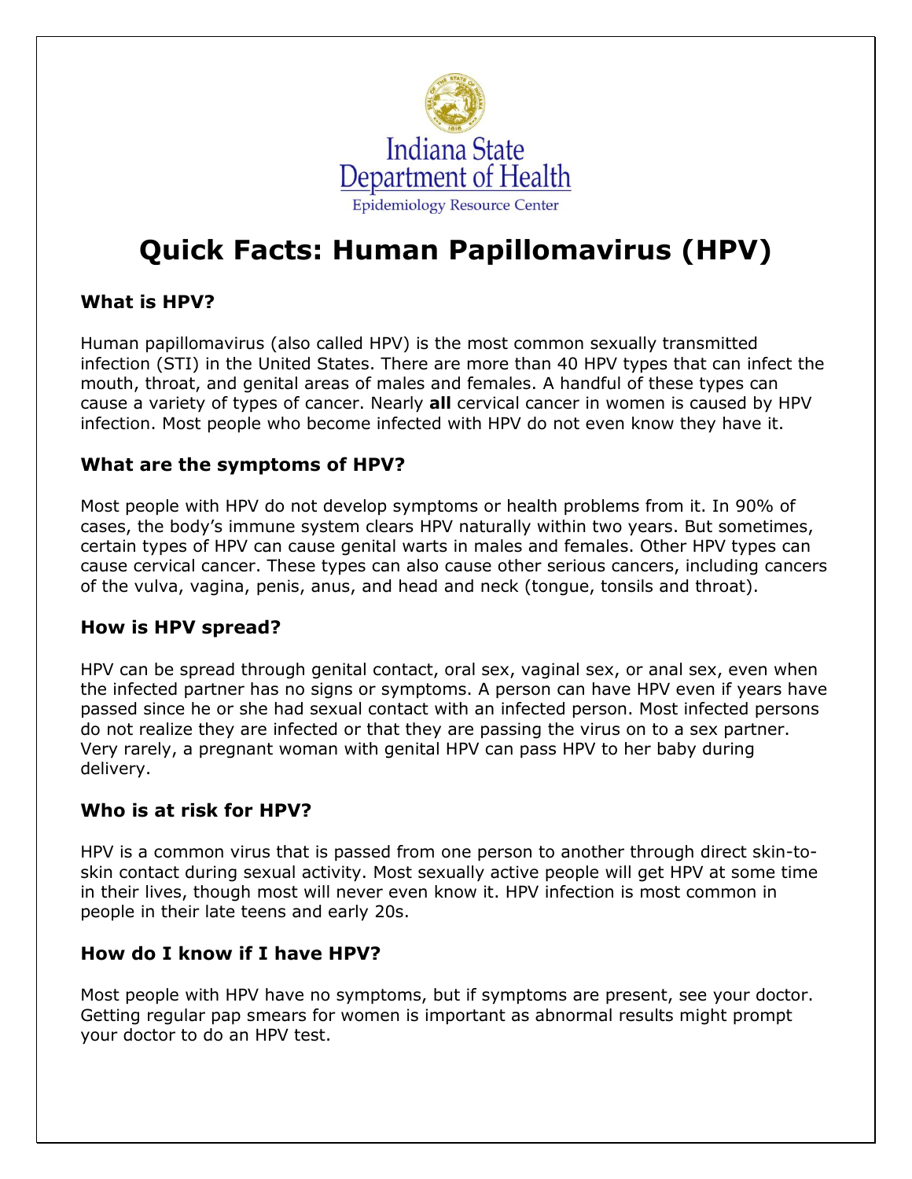Indiana State Department of Health

Epidemiology Resource Center

# Quick Facts: Human Papillomavirus (HPV)

## What is HPV?

Human papillomavirus (also called HPV) is the most common sexually transmitted infection (STI) in the United States. There are more than 40 HPV types that can infect the mouth, throat, and genital areas of males and females. A handful of these types can cause a variety of types of cancer. Nearly **all** cervical cancer in women is caused by HPV infection. Most people who become infected with HPV do not even know they have it.

## What are the symptoms of HPV?

Most people with HPV do not develop symptoms or health problems from it. In 90% of cases, the body's immune system clears HPV naturally within two years. But sometimes, certain types of HPV can cause genital warts in males and females. Other HPV types can cause cervical cancer. These types can also cause other serious cancers, including cancers of the vulva, vagina, penis, anus, and head and neck (tongue, tonsils and throat).

## How is HPV spread?

HPV can be spread through genital contact, oral sex, vaginal sex, or anal sex, even when the infected partner has no signs or symptoms. A person can have HPV even if years have passed since he or she had sexual contact with an infected person. Most infected persons do not realize they are infected or that they are passing the virus on to a sex partner. Very rarely, a pregnant woman with genital HPV can pass HPV to her baby during delivery.

## Who is at risk for HPV?

HPV is a common virus that is passed from one person to another through direct skin-to-skin contact during sexual activity. Most sexually active people will get HPV at some time in their lives, though most will never even know it. HPV infection is most common in people in their late teens and early 20s.

## How do I know if I have HPV?

Most people with HPV have no symptoms, but if symptoms are present, see your doctor. Getting regular pap smears for women is important as abnormal results might prompt your doctor to do an HPV test.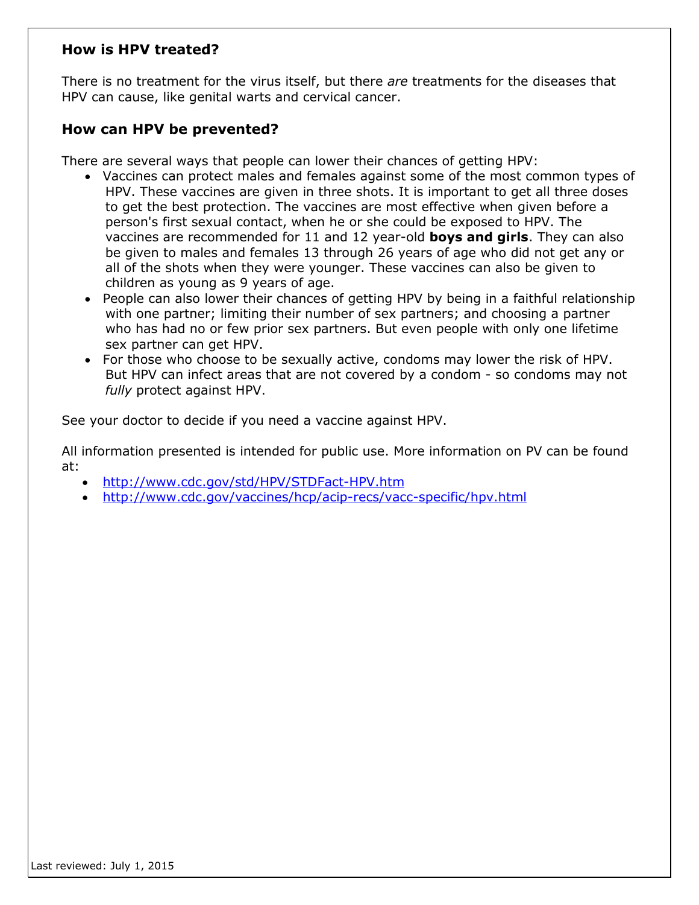## How is HPV treated?

There is no treatment for the virus itself, but there *are* treatments for the diseases that HPV can cause, like genital warts and cervical cancer.

## How can HPV be prevented?

There are several ways that people can lower their chances of getting HPV:

- Vaccines can protect males and females against some of the most common types of HPV. These vaccines are given in three shots. It is important to get all three doses to get the best protection. The vaccines are most effective when given before a person's first sexual contact, when he or she could be exposed to HPV. The vaccines are recommended for 11 and 12 year-old **boys and girls**. They can also be given to males and females 13 through 26 years of age who did not get any or all of the shots when they were younger. These vaccines can also be given to children as young as 9 years of age.
- People can also lower their chances of getting HPV by being in a faithful relationship with one partner; limiting their number of sex partners; and choosing a partner who has had no or few prior sex partners. But even people with only one lifetime sex partner can get HPV.
- For those who choose to be sexually active, condoms may lower the risk of HPV. But HPV can infect areas that are not covered by a condom - so condoms may not *fully* protect against HPV.

See your doctor to decide if you need a vaccine against HPV.

All information presented is intended for public use. More information on PV can be found at:

- http://www.cdc.gov/std/HPV/STDFact-HPV.htm
- http://www.cdc.gov/vaccines/hcp/acip-recs/vacc-specific/hpv.html

Last reviewed: July 1, 2015